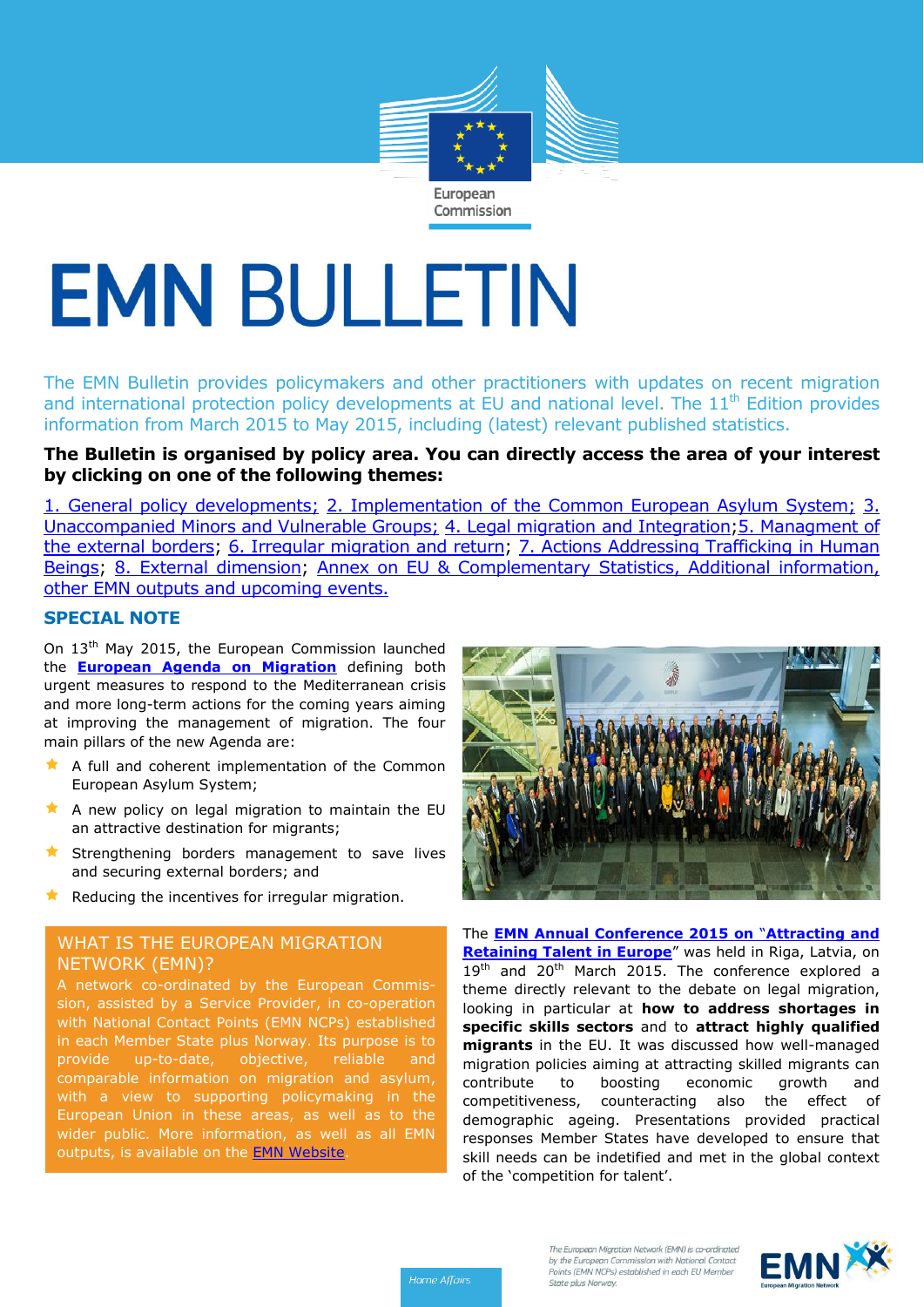# EMN BULLETIN

The EMN Bulletin provides policymakers and other practitioners with updates on recent migration and international protection policy developments at EU and national level. The 11th Edition provides information from March 2015 to May 2015, including (latest) relevant published statistics.

**The Bulletin is organised by policy area. You can directly access the area of your interest by clicking on one of the following themes:**

1. General policy developments; 2. Implementation of the Common European Asylum System; 3. Unaccompanied Minors and Vulnerable Groups; 4. Legal migration and Integration; 5. Managment of the external borders; 6. Irregular migration and return; 7. Actions Addressing Trafficking in Human Beings; 8. External dimension; Annex on EU & Complementary Statistics, Additional information, other EMN outputs and upcoming events.

## SPECIAL NOTE

On 13th May 2015, the European Commission launched the **European Agenda on Migration** defining both urgent measures to respond to the Mediterranean crisis and more long-term actions for the coming years aiming at improving the management of migration. The four main pillars of the new Agenda are:

- A full and coherent implementation of the Common European Asylum System;
- A new policy on legal migration to maintain the EU an attractive destination for migrants;
- Strengthening borders management to save lives and securing external borders; and
- Reducing the incentives for irregular migration.

The **EMN Annual Conference 2015 on "Attracting and Retaining Talent in Europe"** was held in Riga, Latvia, on 19th and 20th March 2015. The conference explored a theme directly relevant to the debate on legal migration, looking in particular at **how to address shortages in specific skills sectors** and to **attract highly qualified migrants** in the EU. It was discussed how well-managed migration policies aiming at attracting skilled migrants can contribute to boosting economic growth and competitiveness, counteracting also the effect of demographic ageing. Presentations provided practical responses Member States have developed to ensure that skill needs can be indetified and met in the global context of the 'competition for talent'.

### WHAT IS THE EUROPEAN MIGRATION NETWORK (EMN)?

A network co-ordinated by the European Commission, assisted by a Service Provider, in co-operation with National Contact Points (EMN NCPs) established in each Member State plus Norway. Its purpose is to provide up-to-date, objective, reliable and comparable information on migration and asylum, with a view to supporting policymaking in the European Union in these areas, as well as to the wider public. More information, as well as all EMN outputs, is available on the EMN Website.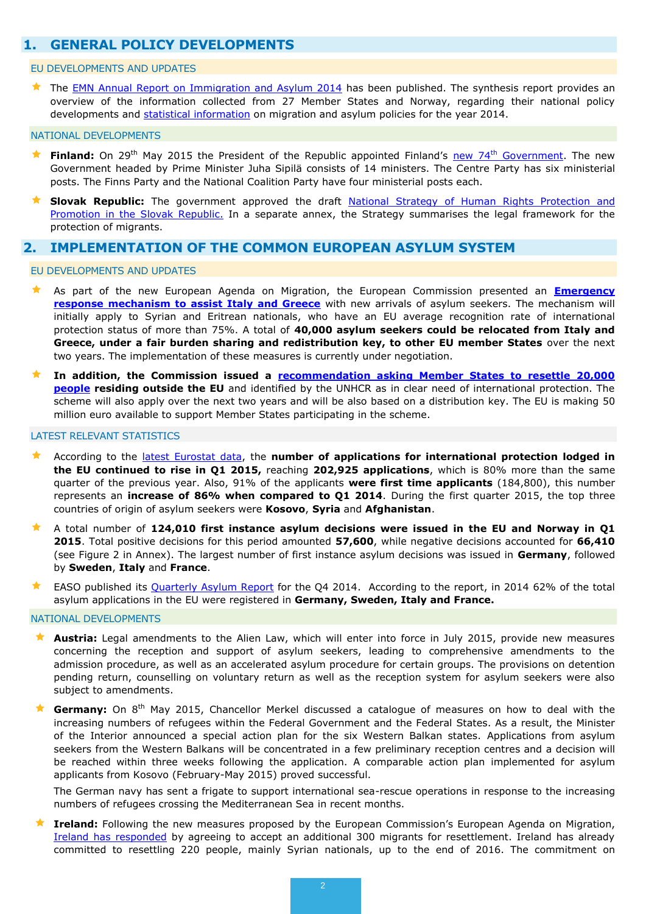# 1. GENERAL POLICY DEVELOPMENTS

## EU DEVELOPMENTS AND UPDATES

- The EMN Annual Report on Immigration and Asylum 2014 has been published. The synthesis report provides an overview of the information collected from 27 Member States and Norway, regarding their national policy developments and statistical information on migration and asylum policies for the year 2014.

## NATIONAL DEVELOPMENTS

- **Finland:** On 29th May 2015 the President of the Republic appointed Finland's new 74th Government. The new Government headed by Prime Minister Juha Sipilä consists of 14 ministers. The Centre Party has six ministerial posts. The Finns Party and the National Coalition Party have four ministerial posts each.
- **Slovak Republic:** The government approved the draft National Strategy of Human Rights Protection and Promotion in the Slovak Republic. In a separate annex, the Strategy summarises the legal framework for the protection of migrants.

# 2. IMPLEMENTATION OF THE COMMON EUROPEAN ASYLUM SYSTEM

## EU DEVELOPMENTS AND UPDATES

- As part of the new European Agenda on Migration, the European Commission presented an **Emergency response mechanism to assist Italy and Greece** with new arrivals of asylum seekers. The mechanism will initially apply to Syrian and Eritrean nationals, who have an EU average recognition rate of international protection status of more than 75%. A total of **40,000 asylum seekers could be relocated from Italy and Greece, under a fair burden sharing and redistribution key, to other EU member States** over the next two years. The implementation of these measures is currently under negotiation.
- **In addition, the Commission issued a recommendation asking Member States to resettle 20,000 people residing outside the EU** and identified by the UNHCR as in clear need of international protection. The scheme will also apply over the next two years and will be also based on a distribution key. The EU is making 50 million euro available to support Member States participating in the scheme.

## LATEST RELEVANT STATISTICS

- According to the latest Eurostat data, the **number of applications for international protection lodged in the EU continued to rise in Q1 2015,** reaching **202,925 applications**, which is 80% more than the same quarter of the previous year. Also, 91% of the applicants **were first time applicants** (184,800), this number represents an **increase of 86% when compared to Q1 2014**. During the first quarter 2015, the top three countries of origin of asylum seekers were **Kosovo**, **Syria** and **Afghanistan**.
- A total number of **124,010 first instance asylum decisions were issued in the EU and Norway in Q1 2015**. Total positive decisions for this period amounted **57,600**, while negative decisions accounted for **66,410** (see Figure 2 in Annex). The largest number of first instance asylum decisions was issued in **Germany**, followed by **Sweden**, **Italy** and **France**.
- EASO published its Quarterly Asylum Report for the Q4 2014. According to the report, in 2014 62% of the total asylum applications in the EU were registered in **Germany, Sweden, Italy and France.**

## NATIONAL DEVELOPMENTS

- **Austria:** Legal amendments to the Alien Law, which will enter into force in July 2015, provide new measures concerning the reception and support of asylum seekers, leading to comprehensive amendments to the admission procedure, as well as an accelerated asylum procedure for certain groups. The provisions on detention pending return, counselling on voluntary return as well as the reception system for asylum seekers were also subject to amendments.
- **Germany:** On 8th May 2015, Chancellor Merkel discussed a catalogue of measures on how to deal with the increasing numbers of refugees within the Federal Government and the Federal States. As a result, the Minister of the Interior announced a special action plan for the six Western Balkan states. Applications from asylum seekers from the Western Balkans will be concentrated in a few preliminary reception centres and a decision will be reached within three weeks following the application. A comparable action plan implemented for asylum applicants from Kosovo (February-May 2015) proved successful.

  The German navy has sent a frigate to support international sea-rescue operations in response to the increasing numbers of refugees crossing the Mediterranean Sea in recent months.
- **Ireland:** Following the new measures proposed by the European Commission's European Agenda on Migration, Ireland has responded by agreeing to accept an additional 300 migrants for resettlement. Ireland has already committed to resettling 220 people, mainly Syrian nationals, up to the end of 2016. The commitment on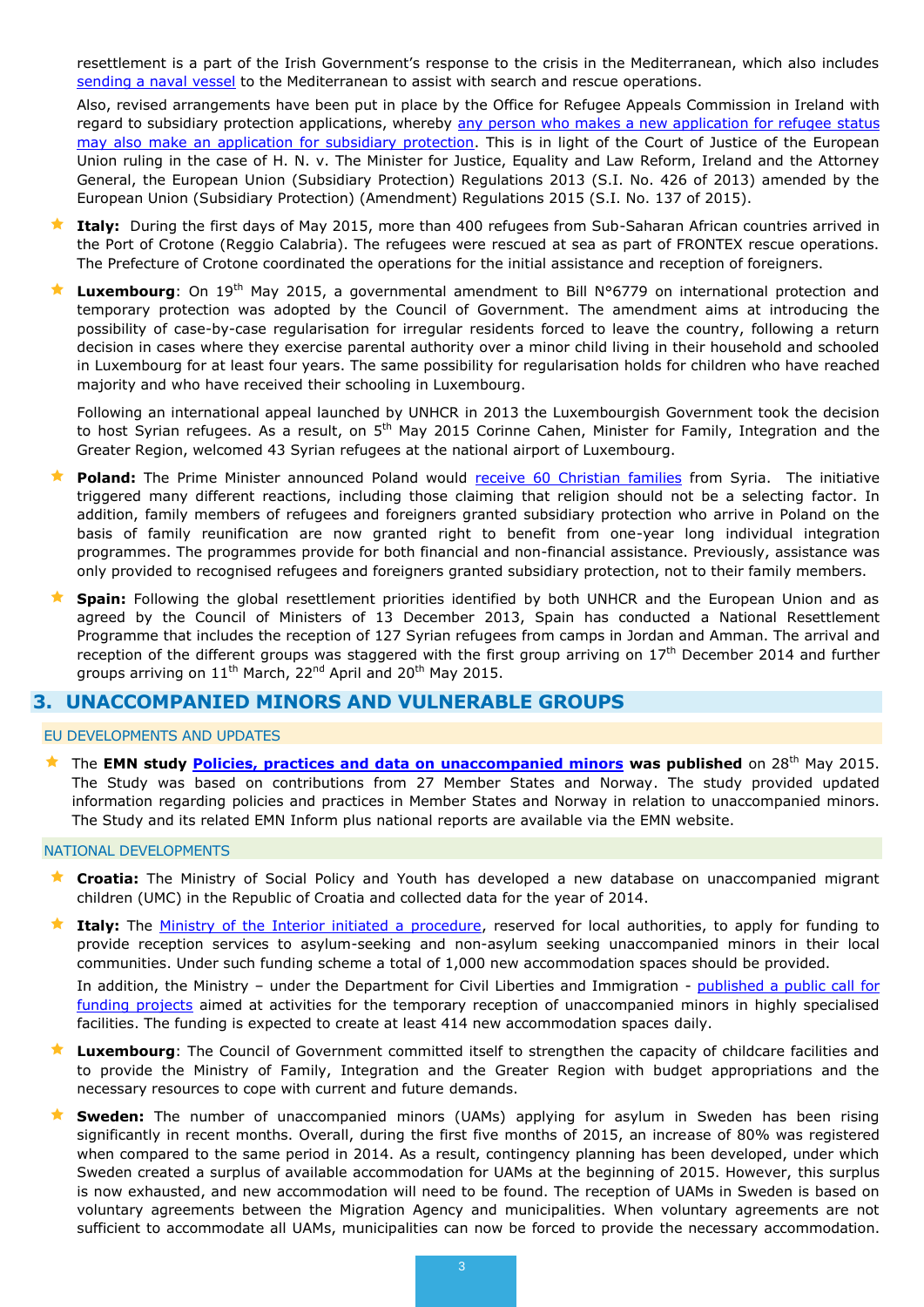resettlement is a part of the Irish Government's response to the crisis in the Mediterranean, which also includes sending a naval vessel to the Mediterranean to assist with search and rescue operations.

Also, revised arrangements have been put in place by the Office for Refugee Appeals Commission in Ireland with regard to subsidiary protection applications, whereby any person who makes a new application for refugee status may also make an application for subsidiary protection. This is in light of the Court of Justice of the European Union ruling in the case of H. N. v. The Minister for Justice, Equality and Law Reform, Ireland and the Attorney General, the European Union (Subsidiary Protection) Regulations 2013 (S.I. No. 426 of 2013) amended by the European Union (Subsidiary Protection) (Amendment) Regulations 2015 (S.I. No. 137 of 2015).

- **Italy:** During the first days of May 2015, more than 400 refugees from Sub-Saharan African countries arrived in the Port of Crotone (Reggio Calabria). The refugees were rescued at sea as part of FRONTEX rescue operations. The Prefecture of Crotone coordinated the operations for the initial assistance and reception of foreigners.

- **Luxembourg**: On 19th May 2015, a governmental amendment to Bill N°6779 on international protection and temporary protection was adopted by the Council of Government. The amendment aims at introducing the possibility of case-by-case regularisation for irregular residents forced to leave the country, following a return decision in cases where they exercise parental authority over a minor child living in their household and schooled in Luxembourg for at least four years. The same possibility for regularisation holds for children who have reached majority and who have received their schooling in Luxembourg.

  Following an international appeal launched by UNHCR in 2013 the Luxembourgish Government took the decision to host Syrian refugees. As a result, on 5th May 2015 Corinne Cahen, Minister for Family, Integration and the Greater Region, welcomed 43 Syrian refugees at the national airport of Luxembourg.

- **Poland:** The Prime Minister announced Poland would receive 60 Christian families from Syria. The initiative triggered many different reactions, including those claiming that religion should not be a selecting factor. In addition, family members of refugees and foreigners granted subsidiary protection who arrive in Poland on the basis of family reunification are now granted right to benefit from one-year long individual integration programmes. The programmes provide for both financial and non-financial assistance. Previously, assistance was only provided to recognised refugees and foreigners granted subsidiary protection, not to their family members.

- **Spain:** Following the global resettlement priorities identified by both UNHCR and the European Union and as agreed by the Council of Ministers of 13 December 2013, Spain has conducted a National Resettlement Programme that includes the reception of 127 Syrian refugees from camps in Jordan and Amman. The arrival and reception of the different groups was staggered with the first group arriving on 17th December 2014 and further groups arriving on 11th March, 22nd April and 20th May 2015.

## 3. UNACCOMPANIED MINORS AND VULNERABLE GROUPS

### EU DEVELOPMENTS AND UPDATES

- The **EMN study Policies, practices and data on unaccompanied minors was published** on 28th May 2015. The Study was based on contributions from 27 Member States and Norway. The study provided updated information regarding policies and practices in Member States and Norway in relation to unaccompanied minors. The Study and its related EMN Inform plus national reports are available via the EMN website.

### NATIONAL DEVELOPMENTS

- **Croatia:** The Ministry of Social Policy and Youth has developed a new database on unaccompanied migrant children (UMC) in the Republic of Croatia and collected data for the year of 2014.

- **Italy:** The Ministry of the Interior initiated a procedure, reserved for local authorities, to apply for funding to provide reception services to asylum-seeking and non-asylum seeking unaccompanied minors in their local communities. Under such funding scheme a total of 1,000 new accommodation spaces should be provided.

  In addition, the Ministry – under the Department for Civil Liberties and Immigration - published a public call for funding projects aimed at activities for the temporary reception of unaccompanied minors in highly specialised facilities. The funding is expected to create at least 414 new accommodation spaces daily.

- **Luxembourg**: The Council of Government committed itself to strengthen the capacity of childcare facilities and to provide the Ministry of Family, Integration and the Greater Region with budget appropriations and the necessary resources to cope with current and future demands.

- **Sweden:** The number of unaccompanied minors (UAMs) applying for asylum in Sweden has been rising significantly in recent months. Overall, during the first five months of 2015, an increase of 80% was registered when compared to the same period in 2014. As a result, contingency planning has been developed, under which Sweden created a surplus of available accommodation for UAMs at the beginning of 2015. However, this surplus is now exhausted, and new accommodation will need to be found. The reception of UAMs in Sweden is based on voluntary agreements between the Migration Agency and municipalities. When voluntary agreements are not sufficient to accommodate all UAMs, municipalities can now be forced to provide the necessary accommodation.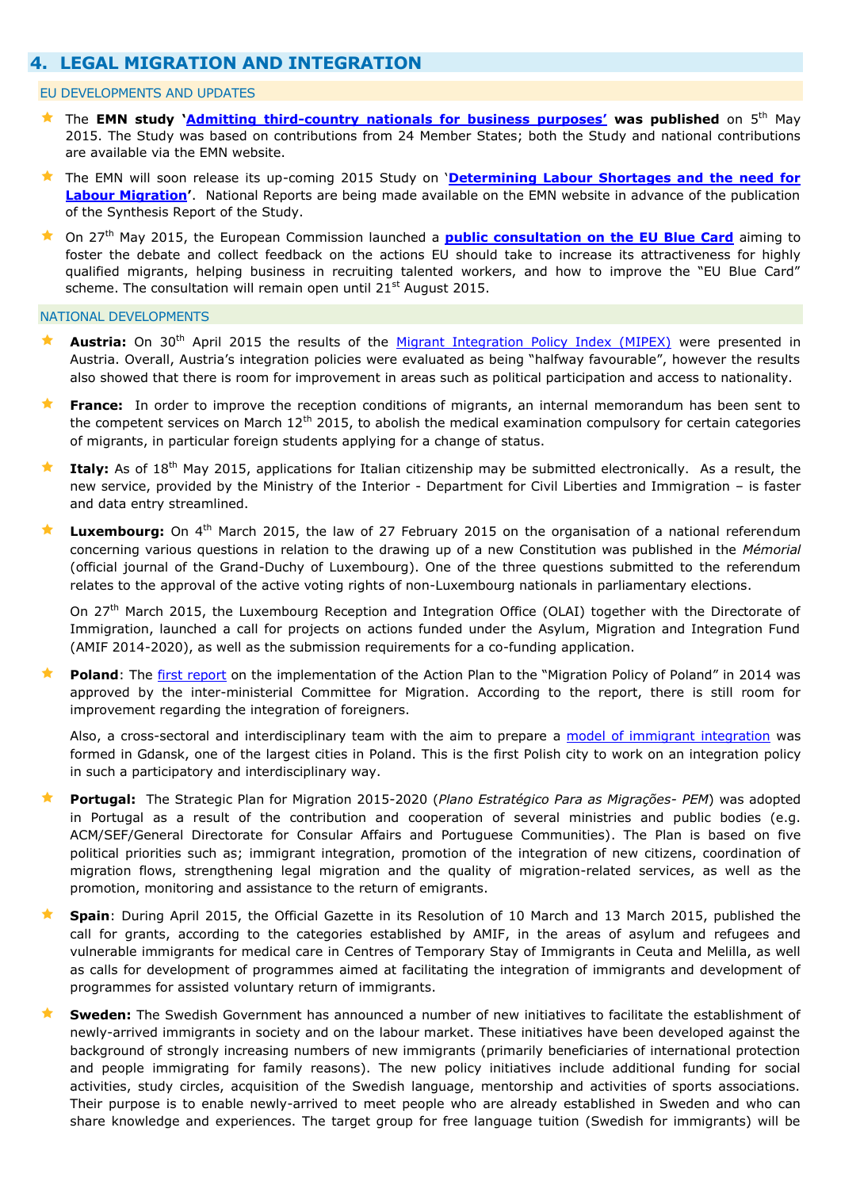## 4. LEGAL MIGRATION AND INTEGRATION

### EU DEVELOPMENTS AND UPDATES

- The **EMN study '[Admitting third-country nationals for business purposes](#)' was published** on 5th May 2015. The Study was based on contributions from 24 Member States; both the Study and national contributions are available via the EMN website.
- The EMN will soon release its up-coming 2015 Study on '**[Determining Labour Shortages and the need for Labour Migration](#)**'. National Reports are being made available on the EMN website in advance of the publication of the Synthesis Report of the Study.
- On 27th May 2015, the European Commission launched a **[public consultation on the EU Blue Card](#)** aiming to foster the debate and collect feedback on the actions EU should take to increase its attractiveness for highly qualified migrants, helping business in recruiting talented workers, and how to improve the "EU Blue Card" scheme. The consultation will remain open until 21st August 2015.

### NATIONAL DEVELOPMENTS

- **Austria:** On 30th April 2015 the results of the [Migrant Integration Policy Index (MIPEX)](#) were presented in Austria. Overall, Austria's integration policies were evaluated as being "halfway favourable", however the results also showed that there is room for improvement in areas such as political participation and access to nationality.
- **France:** In order to improve the reception conditions of migrants, an internal memorandum has been sent to the competent services on March 12th 2015, to abolish the medical examination compulsory for certain categories of migrants, in particular foreign students applying for a change of status.
- **Italy:** As of 18th May 2015, applications for Italian citizenship may be submitted electronically. As a result, the new service, provided by the Ministry of the Interior - Department for Civil Liberties and Immigration – is faster and data entry streamlined.
- **Luxembourg:** On 4th March 2015, the law of 27 February 2015 on the organisation of a national referendum concerning various questions in relation to the drawing up of a new Constitution was published in the *Mémorial* (official journal of the Grand-Duchy of Luxembourg). One of the three questions submitted to the referendum relates to the approval of the active voting rights of non-Luxembourg nationals in parliamentary elections.

  On 27th March 2015, the Luxembourg Reception and Integration Office (OLAI) together with the Directorate of Immigration, launched a call for projects on actions funded under the Asylum, Migration and Integration Fund (AMIF 2014-2020), as well as the submission requirements for a co-funding application.
- **Poland**: The [first report](#) on the implementation of the Action Plan to the "Migration Policy of Poland" in 2014 was approved by the inter-ministerial Committee for Migration. According to the report, there is still room for improvement regarding the integration of foreigners.

  Also, a cross-sectoral and interdisciplinary team with the aim to prepare a [model of immigrant integration](#) was formed in Gdansk, one of the largest cities in Poland. This is the first Polish city to work on an integration policy in such a participatory and interdisciplinary way.
- **Portugal:** The Strategic Plan for Migration 2015-2020 (*Plano Estratégico Para as Migrações- PEM*) was adopted in Portugal as a result of the contribution and cooperation of several ministries and public bodies (e.g. ACM/SEF/General Directorate for Consular Affairs and Portuguese Communities). The Plan is based on five political priorities such as; immigrant integration, promotion of the integration of new citizens, coordination of migration flows, strengthening legal migration and the quality of migration-related services, as well as the promotion, monitoring and assistance to the return of emigrants.
- **Spain**: During April 2015, the Official Gazette in its Resolution of 10 March and 13 March 2015, published the call for grants, according to the categories established by AMIF, in the areas of asylum and refugees and vulnerable immigrants for medical care in Centres of Temporary Stay of Immigrants in Ceuta and Melilla, as well as calls for development of programmes aimed at facilitating the integration of immigrants and development of programmes for assisted voluntary return of immigrants.
- **Sweden:** The Swedish Government has announced a number of new initiatives to facilitate the establishment of newly-arrived immigrants in society and on the labour market. These initiatives have been developed against the background of strongly increasing numbers of new immigrants (primarily beneficiaries of international protection and people immigrating for family reasons). The new policy initiatives include additional funding for social activities, study circles, acquisition of the Swedish language, mentorship and activities of sports associations. Their purpose is to enable newly-arrived to meet people who are already established in Sweden and who can share knowledge and experiences. The target group for free language tuition (Swedish for immigrants) will be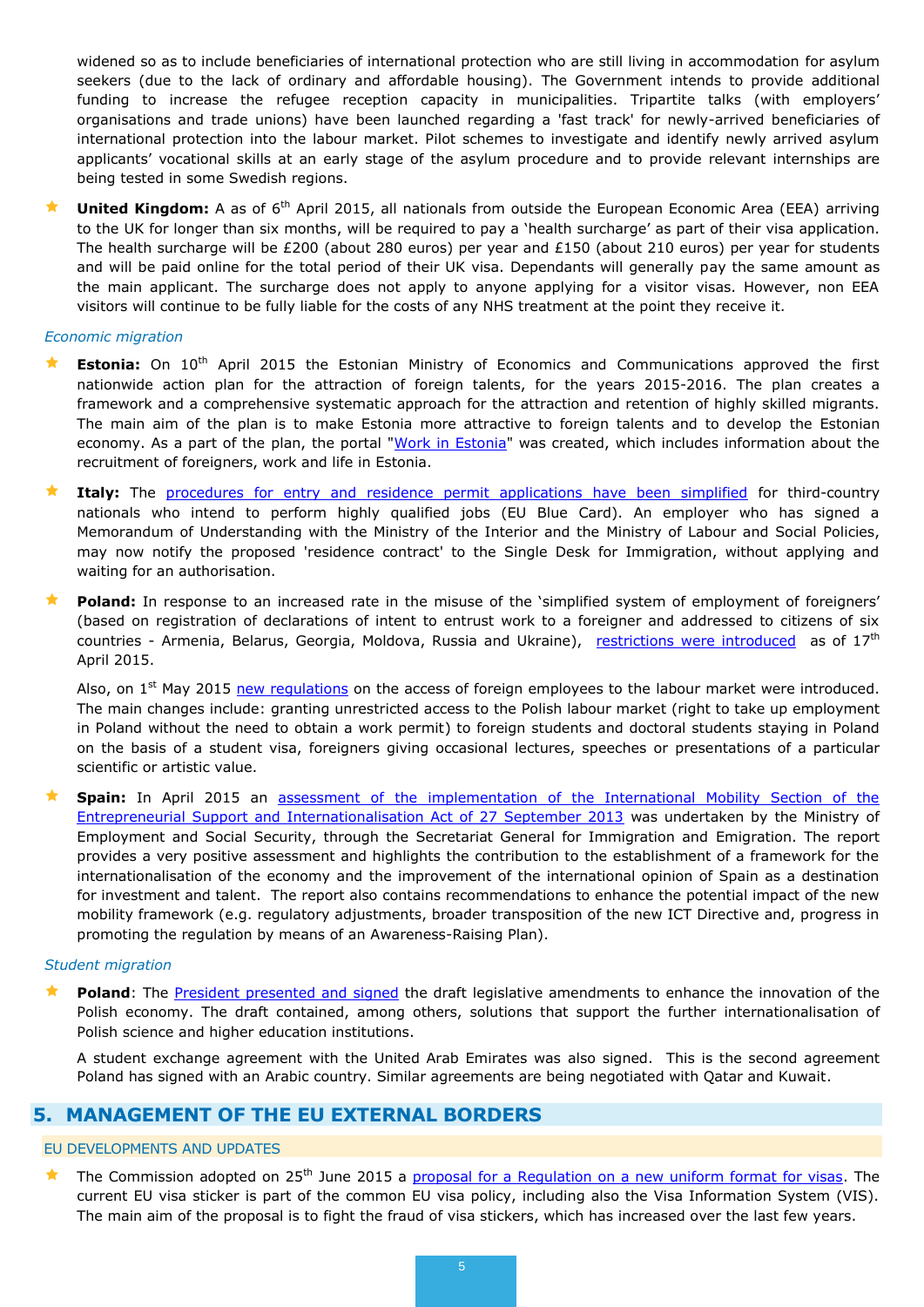widened so as to include beneficiaries of international protection who are still living in accommodation for asylum seekers (due to the lack of ordinary and affordable housing). The Government intends to provide additional funding to increase the refugee reception capacity in municipalities. Tripartite talks (with employers' organisations and trade unions) have been launched regarding a 'fast track' for newly-arrived beneficiaries of international protection into the labour market. Pilot schemes to investigate and identify newly arrived asylum applicants' vocational skills at an early stage of the asylum procedure and to provide relevant internships are being tested in some Swedish regions.

- **United Kingdom:** A as of 6th April 2015, all nationals from outside the European Economic Area (EEA) arriving to the UK for longer than six months, will be required to pay a 'health surcharge' as part of their visa application. The health surcharge will be £200 (about 280 euros) per year and £150 (about 210 euros) per year for students and will be paid online for the total period of their UK visa. Dependants will generally pay the same amount as the main applicant. The surcharge does not apply to anyone applying for a visitor visas. However, non EEA visitors will continue to be fully liable for the costs of any NHS treatment at the point they receive it.

*Economic migration*

- **Estonia:** On 10th April 2015 the Estonian Ministry of Economics and Communications approved the first nationwide action plan for the attraction of foreign talents, for the years 2015-2016. The plan creates a framework and a comprehensive systematic approach for the attraction and retention of highly skilled migrants. The main aim of the plan is to make Estonia more attractive to foreign talents and to develop the Estonian economy. As a part of the plan, the portal "Work in Estonia" was created, which includes information about the recruitment of foreigners, work and life in Estonia.

- **Italy:** The procedures for entry and residence permit applications have been simplified for third-country nationals who intend to perform highly qualified jobs (EU Blue Card). An employer who has signed a Memorandum of Understanding with the Ministry of the Interior and the Ministry of Labour and Social Policies, may now notify the proposed 'residence contract' to the Single Desk for Immigration, without applying and waiting for an authorisation.

- **Poland:** In response to an increased rate in the misuse of the 'simplified system of employment of foreigners' (based on registration of declarations of intent to entrust work to a foreigner and addressed to citizens of six countries - Armenia, Belarus, Georgia, Moldova, Russia and Ukraine), restrictions were introduced as of 17th April 2015.

  Also, on 1st May 2015 new regulations on the access of foreign employees to the labour market were introduced. The main changes include: granting unrestricted access to the Polish labour market (right to take up employment in Poland without the need to obtain a work permit) to foreign students and doctoral students staying in Poland on the basis of a student visa, foreigners giving occasional lectures, speeches or presentations of a particular scientific or artistic value.

- **Spain:** In April 2015 an assessment of the implementation of the International Mobility Section of the Entrepreneurial Support and Internationalisation Act of 27 September 2013 was undertaken by the Ministry of Employment and Social Security, through the Secretariat General for Immigration and Emigration. The report provides a very positive assessment and highlights the contribution to the establishment of a framework for the internationalisation of the economy and the improvement of the international opinion of Spain as a destination for investment and talent. The report also contains recommendations to enhance the potential impact of the new mobility framework (e.g. regulatory adjustments, broader transposition of the new ICT Directive and, progress in promoting the regulation by means of an Awareness-Raising Plan).

*Student migration*

- **Poland**: The President presented and signed the draft legislative amendments to enhance the innovation of the Polish economy. The draft contained, among others, solutions that support the further internationalisation of Polish science and higher education institutions.

  A student exchange agreement with the United Arab Emirates was also signed. This is the second agreement Poland has signed with an Arabic country. Similar agreements are being negotiated with Qatar and Kuwait.

## 5. MANAGEMENT OF THE EU EXTERNAL BORDERS

### EU DEVELOPMENTS AND UPDATES

- The Commission adopted on 25th June 2015 a proposal for a Regulation on a new uniform format for visas. The current EU visa sticker is part of the common EU visa policy, including also the Visa Information System (VIS). The main aim of the proposal is to fight the fraud of visa stickers, which has increased over the last few years.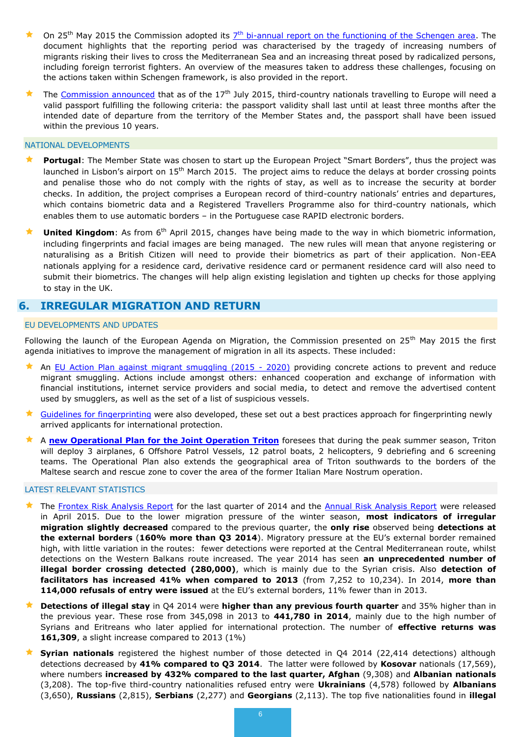- On 25th May 2015 the Commission adopted its 7th bi-annual report on the functioning of the Schengen area. The document highlights that the reporting period was characterised by the tragedy of increasing numbers of migrants risking their lives to cross the Mediterranean Sea and an increasing threat posed by radicalized persons, including foreign terrorist fighters. An overview of the measures taken to address these challenges, focusing on the actions taken within Schengen framework, is also provided in the report.
- The Commission announced that as of the 17th July 2015, third-country nationals travelling to Europe will need a valid passport fulfilling the following criteria: the passport validity shall last until at least three months after the intended date of departure from the territory of the Member States and, the passport shall have been issued within the previous 10 years.

NATIONAL DEVELOPMENTS

- **Portugal**: The Member State was chosen to start up the European Project "Smart Borders", thus the project was launched in Lisbon's airport on 15th March 2015. The project aims to reduce the delays at border crossing points and penalise those who do not comply with the rights of stay, as well as to increase the security at border checks. In addition, the project comprises a European record of third-country nationals' entries and departures, which contains biometric data and a Registered Travellers Programme also for third-country nationals, which enables them to use automatic borders – in the Portuguese case RAPID electronic borders.
- **United Kingdom**: As from 6th April 2015, changes have being made to the way in which biometric information, including fingerprints and facial images are being managed. The new rules will mean that anyone registering or naturalising as a British Citizen will need to provide their biometrics as part of their application. Non-EEA nationals applying for a residence card, derivative residence card or permanent residence card will also need to submit their biometrics. The changes will help align existing legislation and tighten up checks for those applying to stay in the UK.

## 6. IRREGULAR MIGRATION AND RETURN

EU DEVELOPMENTS AND UPDATES

Following the launch of the European Agenda on Migration, the Commission presented on 25th May 2015 the first agenda initiatives to improve the management of migration in all its aspects. These included:

- An EU Action Plan against migrant smuggling (2015 - 2020) providing concrete actions to prevent and reduce migrant smuggling. Actions include amongst others: enhanced cooperation and exchange of information with financial institutions, internet service providers and social media, to detect and remove the advertised content used by smugglers, as well as the set of a list of suspicious vessels.
- Guidelines for fingerprinting were also developed, these set out a best practices approach for fingerprinting newly arrived applicants for international protection.
- A **new Operational Plan for the Joint Operation Triton** foresees that during the peak summer season, Triton will deploy 3 airplanes, 6 Offshore Patrol Vessels, 12 patrol boats, 2 helicopters, 9 debriefing and 6 screening teams. The Operational Plan also extends the geographical area of Triton southwards to the borders of the Maltese search and rescue zone to cover the area of the former Italian Mare Nostrum operation.

LATEST RELEVANT STATISTICS

- The Frontex Risk Analysis Report for the last quarter of 2014 and the Annual Risk Analysis Report were released in April 2015. Due to the lower migration pressure of the winter season, **most indicators of irregular migration slightly decreased** compared to the previous quarter, the **only rise** observed being **detections at the external borders** (**160% more than Q3 2014**). Migratory pressure at the EU's external border remained high, with little variation in the routes: fewer detections were reported at the Central Mediterranean route, whilst detections on the Western Balkans route increased. The year 2014 has seen **an unprecedented number of illegal border crossing detected (280,000)**, which is mainly due to the Syrian crisis. Also **detection of facilitators has increased 41% when compared to 2013** (from 7,252 to 10,234). In 2014, **more than 114,000 refusals of entry were issued** at the EU's external borders, 11% fewer than in 2013.
- **Detections of illegal stay** in Q4 2014 were **higher than any previous fourth quarter** and 35% higher than in the previous year. These rose from 345,098 in 2013 to **441,780 in 2014**, mainly due to the high number of Syrians and Eritreans who later applied for international protection. The number of **effective returns was 161,309**, a slight increase compared to 2013 (1%)
- **Syrian nationals** registered the highest number of those detected in Q4 2014 (22,414 detections) although detections decreased by **41% compared to Q3 2014**. The latter were followed by **Kosovar** nationals (17,569), where numbers **increased by 432% compared to the last quarter, Afghan** (9,308) and **Albanian nationals** (3,208). The top-five third-country nationalities refused entry were **Ukrainians** (4,578) followed by **Albanians** (3,650), **Russians** (2,815), **Serbians** (2,277) and **Georgians** (2,113). The top five nationalities found in **illegal**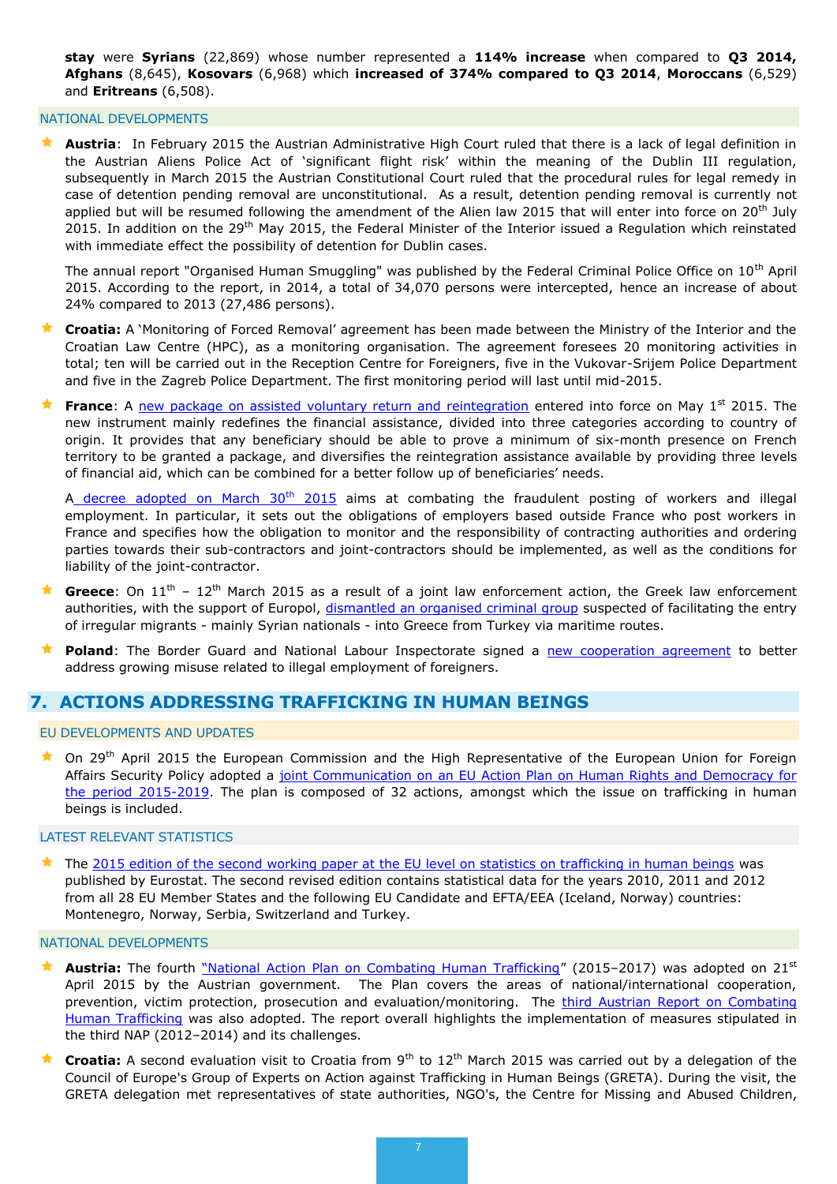**stay** were **Syrians** (22,869) whose number represented a **114% increase** when compared to **Q3 2014, Afghans** (8,645), **Kosovars** (6,968) which **increased of 374% compared to Q3 2014**, **Moroccans** (6,529) and **Eritreans** (6,508).

### NATIONAL DEVELOPMENTS

- **Austria**: In February 2015 the Austrian Administrative High Court ruled that there is a lack of legal definition in the Austrian Aliens Police Act of 'significant flight risk' within the meaning of the Dublin III regulation, subsequently in March 2015 the Austrian Constitutional Court ruled that the procedural rules for legal remedy in case of detention pending removal are unconstitutional. As a result, detention pending removal is currently not applied but will be resumed following the amendment of the Alien law 2015 that will enter into force on 20th July 2015. In addition on the 29th May 2015, the Federal Minister of the Interior issued a Regulation which reinstated with immediate effect the possibility of detention for Dublin cases.

  The annual report "Organised Human Smuggling" was published by the Federal Criminal Police Office on 10th April 2015. According to the report, in 2014, a total of 34,070 persons were intercepted, hence an increase of about 24% compared to 2013 (27,486 persons).

- **Croatia:** A 'Monitoring of Forced Removal' agreement has been made between the Ministry of the Interior and the Croatian Law Centre (HPC), as a monitoring organisation. The agreement foresees 20 monitoring activities in total; ten will be carried out in the Reception Centre for Foreigners, five in the Vukovar-Srijem Police Department and five in the Zagreb Police Department. The first monitoring period will last until mid-2015.

- **France**: A new package on assisted voluntary return and reintegration entered into force on May 1st 2015. The new instrument mainly redefines the financial assistance, divided into three categories according to country of origin. It provides that any beneficiary should be able to prove a minimum of six-month presence on French territory to be granted a package, and diversifies the reintegration assistance available by providing three levels of financial aid, which can be combined for a better follow up of beneficiaries' needs.

  A decree adopted on March 30th 2015 aims at combating the fraudulent posting of workers and illegal employment. In particular, it sets out the obligations of employers based outside France who post workers in France and specifies how the obligation to monitor and the responsibility of contracting authorities and ordering parties towards their sub-contractors and joint-contractors should be implemented, as well as the conditions for liability of the joint-contractor.

- **Greece**: On 11th – 12th March 2015 as a result of a joint law enforcement action, the Greek law enforcement authorities, with the support of Europol, dismantled an organised criminal group suspected of facilitating the entry of irregular migrants - mainly Syrian nationals - into Greece from Turkey via maritime routes.

- **Poland**: The Border Guard and National Labour Inspectorate signed a new cooperation agreement to better address growing misuse related to illegal employment of foreigners.

## 7. ACTIONS ADDRESSING TRAFFICKING IN HUMAN BEINGS

### EU DEVELOPMENTS AND UPDATES

- On 29th April 2015 the European Commission and the High Representative of the European Union for Foreign Affairs Security Policy adopted a joint Communication on an EU Action Plan on Human Rights and Democracy for the period 2015-2019. The plan is composed of 32 actions, amongst which the issue on trafficking in human beings is included.

### LATEST RELEVANT STATISTICS

- The 2015 edition of the second working paper at the EU level on statistics on trafficking in human beings was published by Eurostat. The second revised edition contains statistical data for the years 2010, 2011 and 2012 from all 28 EU Member States and the following EU Candidate and EFTA/EEA (Iceland, Norway) countries: Montenegro, Norway, Serbia, Switzerland and Turkey.

### NATIONAL DEVELOPMENTS

- **Austria:** The fourth "National Action Plan on Combating Human Trafficking" (2015–2017) was adopted on 21st April 2015 by the Austrian government. The Plan covers the areas of national/international cooperation, prevention, victim protection, prosecution and evaluation/monitoring. The third Austrian Report on Combating Human Trafficking was also adopted. The report overall highlights the implementation of measures stipulated in the third NAP (2012–2014) and its challenges.

- **Croatia:** A second evaluation visit to Croatia from 9th to 12th March 2015 was carried out by a delegation of the Council of Europe's Group of Experts on Action against Trafficking in Human Beings (GRETA). During the visit, the GRETA delegation met representatives of state authorities, NGO's, the Centre for Missing and Abused Children,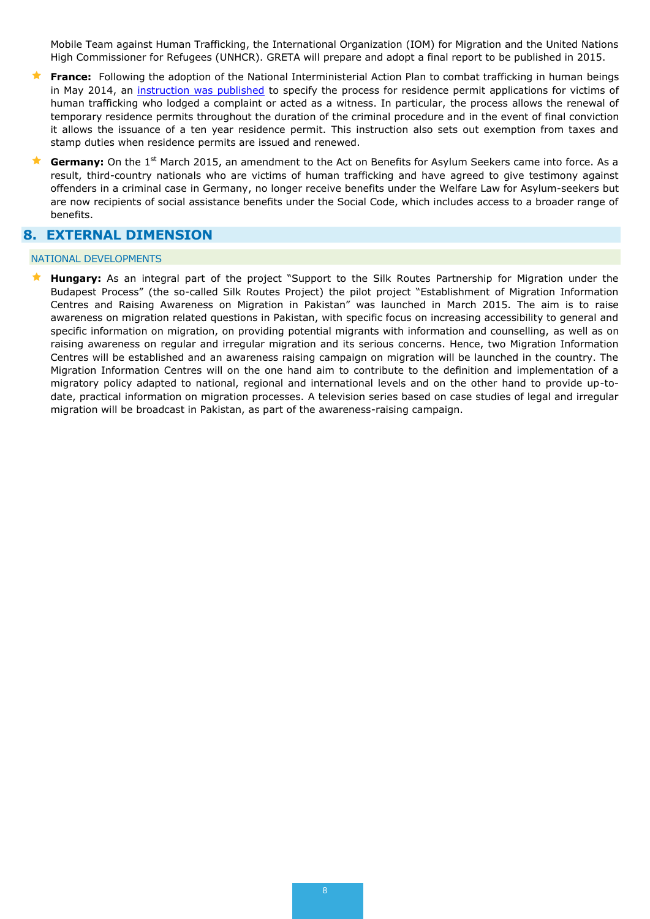Mobile Team against Human Trafficking, the International Organization (IOM) for Migration and the United Nations High Commissioner for Refugees (UNHCR). GRETA will prepare and adopt a final report to be published in 2015.

- **France:** Following the adoption of the National Interministerial Action Plan to combat trafficking in human beings in May 2014, an instruction was published to specify the process for residence permit applications for victims of human trafficking who lodged a complaint or acted as a witness. In particular, the process allows the renewal of temporary residence permits throughout the duration of the criminal procedure and in the event of final conviction it allows the issuance of a ten year residence permit. This instruction also sets out exemption from taxes and stamp duties when residence permits are issued and renewed.
- **Germany:** On the 1st March 2015, an amendment to the Act on Benefits for Asylum Seekers came into force. As a result, third-country nationals who are victims of human trafficking and have agreed to give testimony against offenders in a criminal case in Germany, no longer receive benefits under the Welfare Law for Asylum-seekers but are now recipients of social assistance benefits under the Social Code, which includes access to a broader range of benefits.

## 8. EXTERNAL DIMENSION

### NATIONAL DEVELOPMENTS

- **Hungary:** As an integral part of the project "Support to the Silk Routes Partnership for Migration under the Budapest Process" (the so-called Silk Routes Project) the pilot project "Establishment of Migration Information Centres and Raising Awareness on Migration in Pakistan" was launched in March 2015. The aim is to raise awareness on migration related questions in Pakistan, with specific focus on increasing accessibility to general and specific information on migration, on providing potential migrants with information and counselling, as well as on raising awareness on regular and irregular migration and its serious concerns. Hence, two Migration Information Centres will be established and an awareness raising campaign on migration will be launched in the country. The Migration Information Centres will on the one hand aim to contribute to the definition and implementation of a migratory policy adapted to national, regional and international levels and on the other hand to provide up-to-date, practical information on migration processes. A television series based on case studies of legal and irregular migration will be broadcast in Pakistan, as part of the awareness-raising campaign.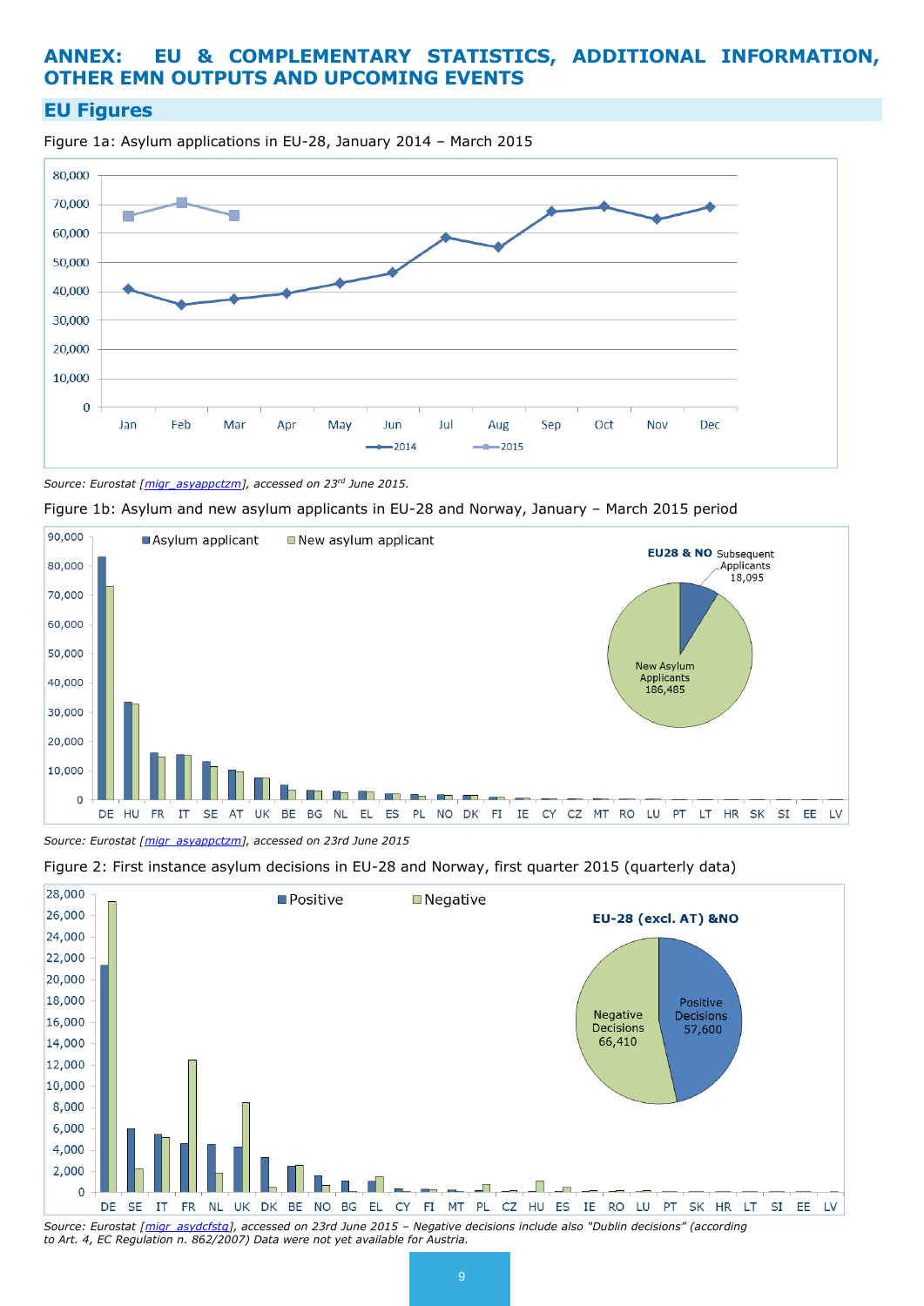# ANNEX: EU & COMPLEMENTARY STATISTICS, ADDITIONAL INFORMATION, OTHER EMN OUTPUTS AND UPCOMING EVENTS

## EU Figures

Figure 1a: Asylum applications in EU-28, January 2014 – March 2015

*Source: Eurostat [migr_asyappctzm], accessed on 23rd June 2015.*

Figure 1b: Asylum and new asylum applicants in EU-28 and Norway, January – March 2015 period

*Source: Eurostat [migr_asyappctzm], accessed on 23rd June 2015*

Figure 2: First instance asylum decisions in EU-28 and Norway, first quarter 2015 (quarterly data)

*Source: Eurostat [migr_asydcfstq], accessed on 23rd June 2015 – Negative decisions include also "Dublin decisions" (according to Art. 4, EC Regulation n. 862/2007) Data were not yet available for Austria.*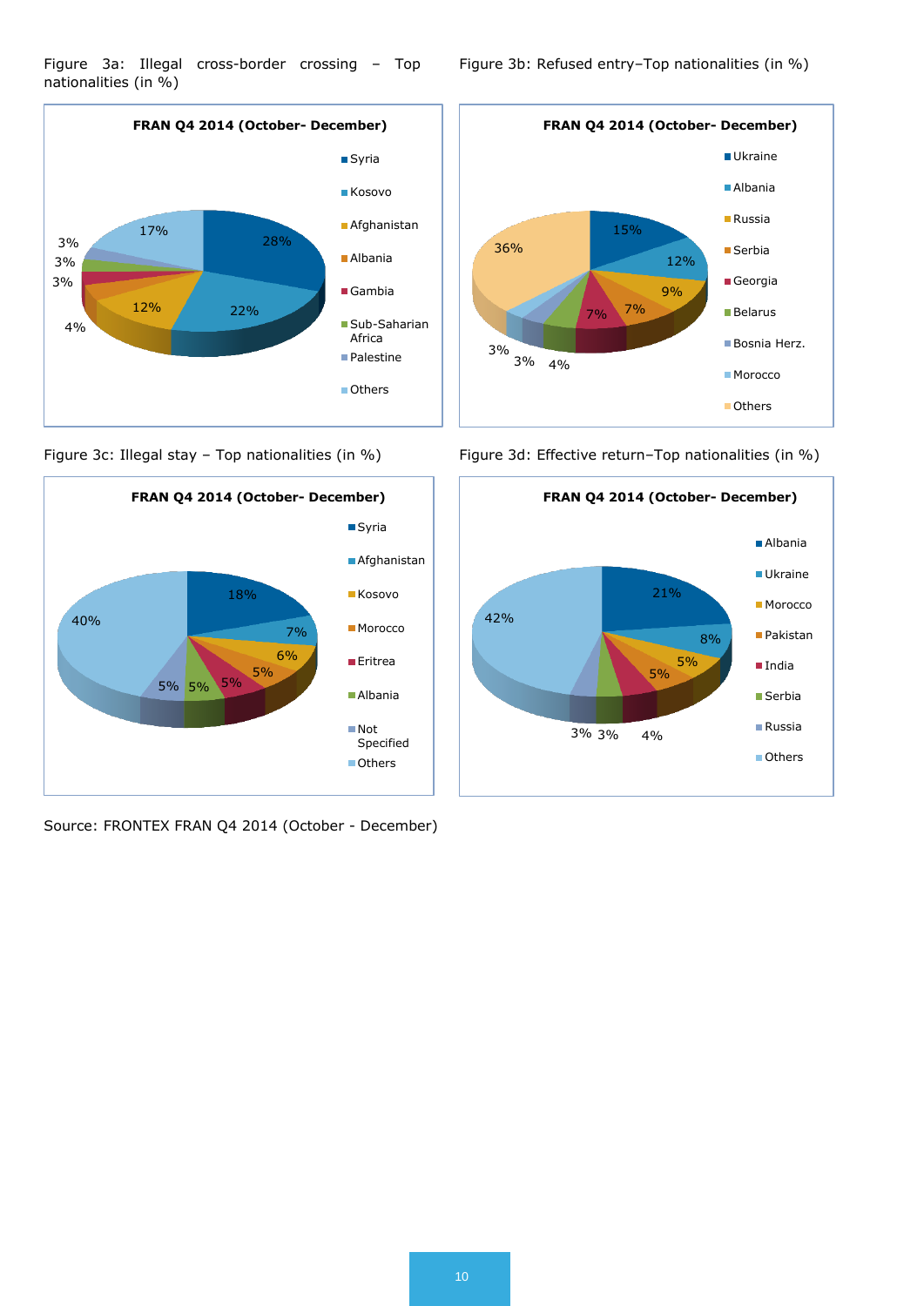Figure 3a: Illegal cross-border crossing – Top nationalities (in %)

**FRAN Q4 2014 (October- December)**

| Nationality | % |
| --- | --- |
| Syria | 28% |
| Kosovo | 22% |
| Afghanistan | 12% |
| Albania | 4% |
| Gambia | 3% |
| Sub-Saharan Africa | 3% |
| Palestine | 3% |
| Others | 17% |

Figure 3b: Refused entry–Top nationalities (in %)

**FRAN Q4 2014 (October- December)**

| Nationality | % |
| --- | --- |
| Ukraine | 15% |
| Albania | 12% |
| Russia | 9% |
| Serbia | 7% |
| Georgia | 7% |
| Belarus | 4% |
| Bosnia Herz. | 3% |
| Morocco | 3% |
| Others | 36% |

Figure 3c: Illegal stay – Top nationalities (in %)

**FRAN Q4 2014 (October- December)**

| Nationality | % |
| --- | --- |
| Syria | 18% |
| Afghanistan | 7% |
| Kosovo | 6% |
| Morocco | 5% |
| Eritrea | 5% |
| Albania | 5% |
| Not Specified | 5% |
| Others | 40% |

Figure 3d: Effective return–Top nationalities (in %)

**FRAN Q4 2014 (October- December)**

| Nationality | % |
| --- | --- |
| Albania | 21% |
| Ukraine | 8% |
| Morocco | 5% |
| Pakistan | 5% |
| India | 4% |
| Serbia | 3% |
| Russia | 3% |
| Others | 42% |

Source: FRONTEX FRAN Q4 2014 (October - December)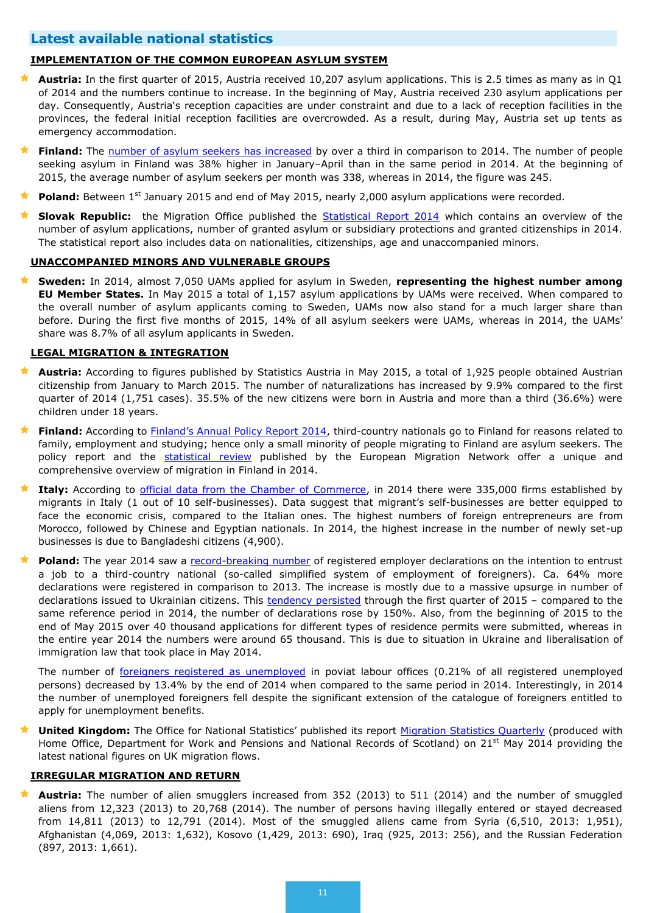## Latest available national statistics

**IMPLEMENTATION OF THE COMMON EUROPEAN ASYLUM SYSTEM**

- **Austria:** In the first quarter of 2015, Austria received 10,207 asylum applications. This is 2.5 times as many as in Q1 of 2014 and the numbers continue to increase. In the beginning of May, Austria received 230 asylum applications per day. Consequently, Austria's reception capacities are under constraint and due to a lack of reception facilities in the provinces, the federal initial reception facilities are overcrowded. As a result, during May, Austria set up tents as emergency accommodation.
- **Finland:** The number of asylum seekers has increased by over a third in comparison to 2014. The number of people seeking asylum in Finland was 38% higher in January–April than in the same period in 2014. At the beginning of 2015, the average number of asylum seekers per month was 338, whereas in 2014, the figure was 245.
- **Poland:** Between 1st January 2015 and end of May 2015, nearly 2,000 asylum applications were recorded.
- **Slovak Republic:** the Migration Office published the Statistical Report 2014 which contains an overview of the number of asylum applications, number of granted asylum or subsidiary protections and granted citizenships in 2014. The statistical report also includes data on nationalities, citizenships, age and unaccompanied minors.

**UNACCOMPANIED MINORS AND VULNERABLE GROUPS**

- **Sweden:** In 2014, almost 7,050 UAMs applied for asylum in Sweden, **representing the highest number among EU Member States.** In May 2015 a total of 1,157 asylum applications by UAMs were received. When compared to the overall number of asylum applicants coming to Sweden, UAMs now also stand for a much larger share than before. During the first five months of 2015, 14% of all asylum seekers were UAMs, whereas in 2014, the UAMs' share was 8.7% of all asylum applicants in Sweden.

**LEGAL MIGRATION & INTEGRATION**

- **Austria:** According to figures published by Statistics Austria in May 2015, a total of 1,925 people obtained Austrian citizenship from January to March 2015. The number of naturalizations has increased by 9.9% compared to the first quarter of 2014 (1,751 cases). 35.5% of the new citizens were born in Austria and more than a third (36.6%) were children under 18 years.
- **Finland:** According to Finland's Annual Policy Report 2014, third-country nationals go to Finland for reasons related to family, employment and studying; hence only a small minority of people migrating to Finland are asylum seekers. The policy report and the statistical review published by the European Migration Network offer a unique and comprehensive overview of migration in Finland in 2014.
- **Italy:** According to official data from the Chamber of Commerce, in 2014 there were 335,000 firms established by migrants in Italy (1 out of 10 self-businesses). Data suggest that migrant's self-businesses are better equipped to face the economic crisis, compared to the Italian ones. The highest numbers of foreign entrepreneurs are from Morocco, followed by Chinese and Egyptian nationals. In 2014, the highest increase in the number of newly set-up businesses is due to Bangladeshi citizens (4,900).
- **Poland:** The year 2014 saw a record-breaking number of registered employer declarations on the intention to entrust a job to a third-country national (so-called simplified system of employment of foreigners). Ca. 64% more declarations were registered in comparison to 2013. The increase is mostly due to a massive upsurge in number of declarations issued to Ukrainian citizens. This tendency persisted through the first quarter of 2015 – compared to the same reference period in 2014, the number of declarations rose by 150%. Also, from the beginning of 2015 to the end of May 2015 over 40 thousand applications for different types of residence permits were submitted, whereas in the entire year 2014 the numbers were around 65 thousand. This is due to situation in Ukraine and liberalisation of immigration law that took place in May 2014.

  The number of foreigners registered as unemployed in poviat labour offices (0.21% of all registered unemployed persons) decreased by 13.4% by the end of 2014 when compared to the same period in 2014. Interestingly, in 2014 the number of unemployed foreigners fell despite the significant extension of the catalogue of foreigners entitled to apply for unemployment benefits.
- **United Kingdom:** The Office for National Statistics' published its report Migration Statistics Quarterly (produced with Home Office, Department for Work and Pensions and National Records of Scotland) on 21st May 2014 providing the latest national figures on UK migration flows.

**IRREGULAR MIGRATION AND RETURN**

- **Austria:** The number of alien smugglers increased from 352 (2013) to 511 (2014) and the number of smuggled aliens from 12,323 (2013) to 20,768 (2014). The number of persons having illegally entered or stayed decreased from 14,811 (2013) to 12,791 (2014). Most of the smuggled aliens came from Syria (6,510, 2013: 1,951), Afghanistan (4,069, 2013: 1,632), Kosovo (1,429, 2013: 690), Iraq (925, 2013: 256), and the Russian Federation (897, 2013: 1,661).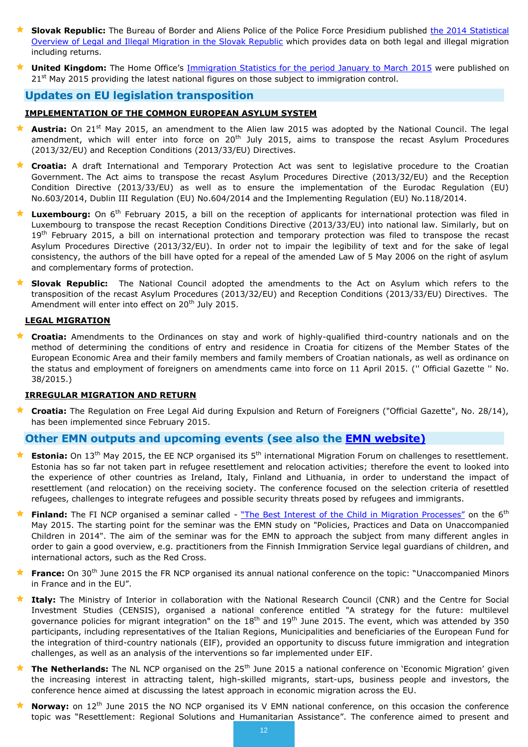- **Slovak Republic:** The Bureau of Border and Aliens Police of the Police Force Presidium published the 2014 Statistical Overview of Legal and Illegal Migration in the Slovak Republic which provides data on both legal and illegal migration including returns.

- **United Kingdom:** The Home Office's Immigration Statistics for the period January to March 2015 were published on 21st May 2015 providing the latest national figures on those subject to immigration control.

## Updates on EU legislation transposition

### IMPLEMENTATION OF THE COMMON EUROPEAN ASYLUM SYSTEM

- **Austria:** On 21st May 2015, an amendment to the Alien law 2015 was adopted by the National Council. The legal amendment, which will enter into force on 20th July 2015, aims to transpose the recast Asylum Procedures (2013/32/EU) and Reception Conditions (2013/33/EU) Directives.

- **Croatia:** A draft International and Temporary Protection Act was sent to legislative procedure to the Croatian Government. The Act aims to transpose the recast Asylum Procedures Directive (2013/32/EU) and the Reception Condition Directive (2013/33/EU) as well as to ensure the implementation of the Eurodac Regulation (EU) No.603/2014, Dublin III Regulation (EU) No.604/2014 and the Implementing Regulation (EU) No.118/2014.

- **Luxembourg:** On 6th February 2015, a bill on the reception of applicants for international protection was filed in Luxembourg to transpose the recast Reception Conditions Directive (2013/33/EU) into national law. Similarly, but on 19th February 2015, a bill on international protection and temporary protection was filed to transpose the recast Asylum Procedures Directive (2013/32/EU). In order not to impair the legibility of text and for the sake of legal consistency, the authors of the bill have opted for a repeal of the amended Law of 5 May 2006 on the right of asylum and complementary forms of protection.

- **Slovak Republic:** The National Council adopted the amendments to the Act on Asylum which refers to the transposition of the recast Asylum Procedures (2013/32/EU) and Reception Conditions (2013/33/EU) Directives. The Amendment will enter into effect on 20th July 2015.

### LEGAL MIGRATION

- **Croatia:** Amendments to the Ordinances on stay and work of highly-qualified third-country nationals and on the method of determining the conditions of entry and residence in Croatia for citizens of the Member States of the European Economic Area and their family members and family members of Croatian nationals, as well as ordinance on the status and employment of foreigners on amendments came into force on 11 April 2015. ('' Official Gazette '' No. 38/2015.)

### IRREGULAR MIGRATION AND RETURN

- **Croatia:** The Regulation on Free Legal Aid during Expulsion and Return of Foreigners ("Official Gazette", No. 28/14), has been implemented since February 2015.

## Other EMN outputs and upcoming events (see also the EMN website)

- **Estonia:** On 13th May 2015, the EE NCP organised its 5th international Migration Forum on challenges to resettlement. Estonia has so far not taken part in refugee resettlement and relocation activities; therefore the event to looked into the experience of other countries as Ireland, Italy, Finland and Lithuania, in order to understand the impact of resettlement (and relocation) on the receiving society. The conference focused on the selection criteria of resettled refugees, challenges to integrate refugees and possible security threats posed by refugees and immigrants.

- **Finland:** The FI NCP organised a seminar called - "The Best Interest of the Child in Migration Processes" on the 6th May 2015. The starting point for the seminar was the EMN study on "Policies, Practices and Data on Unaccompanied Children in 2014". The aim of the seminar was for the EMN to approach the subject from many different angles in order to gain a good overview, e.g. practitioners from the Finnish Immigration Service legal guardians of children, and international actors, such as the Red Cross.

- **France:** On 30th June 2015 the FR NCP organised its annual national conference on the topic: "Unaccompanied Minors in France and in the EU".

- **Italy:** The Ministry of Interior in collaboration with the National Research Council (CNR) and the Centre for Social Investment Studies (CENSIS), organised a national conference entitled "A strategy for the future: multilevel governance policies for migrant integration" on the 18th and 19th June 2015. The event, which was attended by 350 participants, including representatives of the Italian Regions, Municipalities and beneficiaries of the European Fund for the integration of third-country nationals (EIF), provided an opportunity to discuss future immigration and integration challenges, as well as an analysis of the interventions so far implemented under EIF.

- **The Netherlands:** The NL NCP organised on the 25th June 2015 a national conference on 'Economic Migration' given the increasing interest in attracting talent, high-skilled migrants, start-ups, business people and investors, the conference hence aimed at discussing the latest approach in economic migration across the EU.

- **Norway:** on 12th June 2015 the NO NCP organised its V EMN national conference, on this occasion the conference topic was "Resettlement: Regional Solutions and Humanitarian Assistance". The conference aimed to present and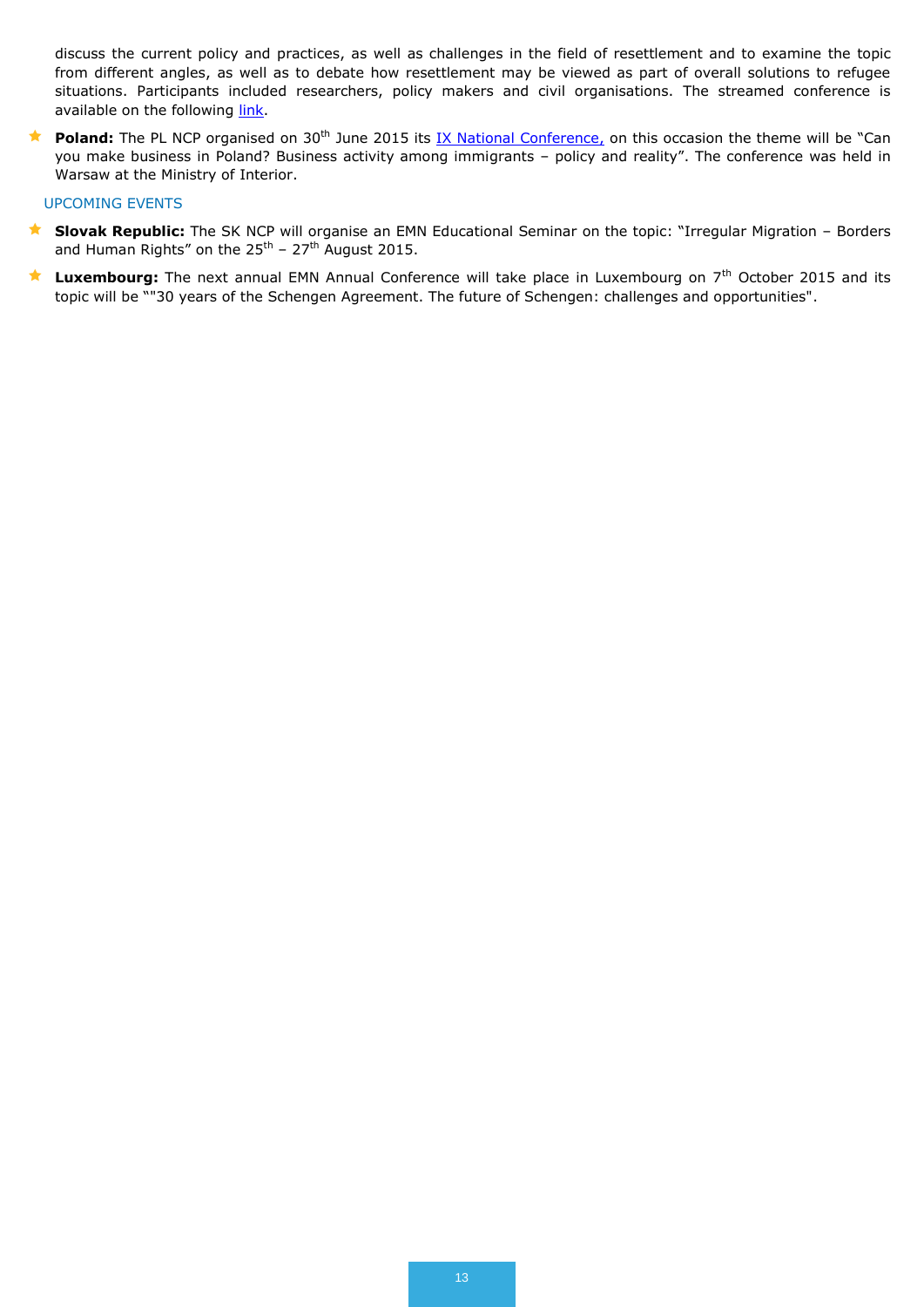discuss the current policy and practices, as well as challenges in the field of resettlement and to examine the topic from different angles, as well as to debate how resettlement may be viewed as part of overall solutions to refugee situations. Participants included researchers, policy makers and civil organisations. The streamed conference is available on the following link.

- **Poland:** The PL NCP organised on 30th June 2015 its IX National Conference, on this occasion the theme will be "Can you make business in Poland? Business activity among immigrants – policy and reality". The conference was held in Warsaw at the Ministry of Interior.

## UPCOMING EVENTS

- **Slovak Republic:** The SK NCP will organise an EMN Educational Seminar on the topic: "Irregular Migration – Borders and Human Rights" on the 25th – 27th August 2015.
- **Luxembourg:** The next annual EMN Annual Conference will take place in Luxembourg on 7th October 2015 and its topic will be ""30 years of the Schengen Agreement. The future of Schengen: challenges and opportunities".